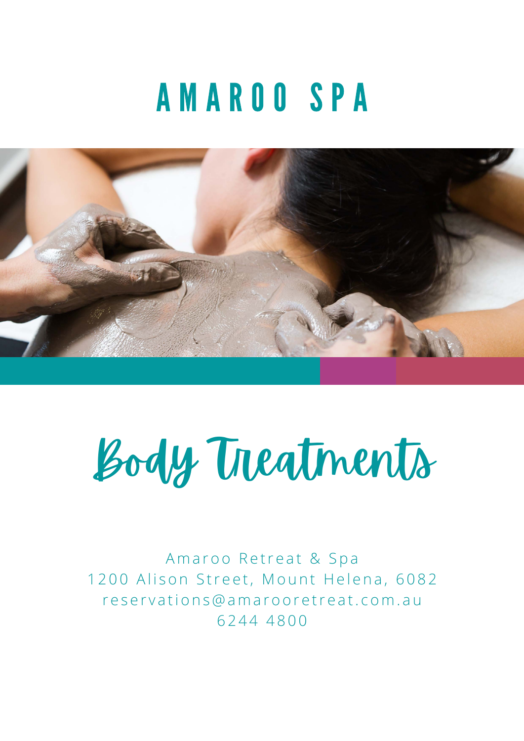# AMAROO SPA

## Body Treatments

Amaroo Retreat & Spa
1200 Alison Street, Mount Helena, 6082
reservations@amarooretreat.com.au
6244 4800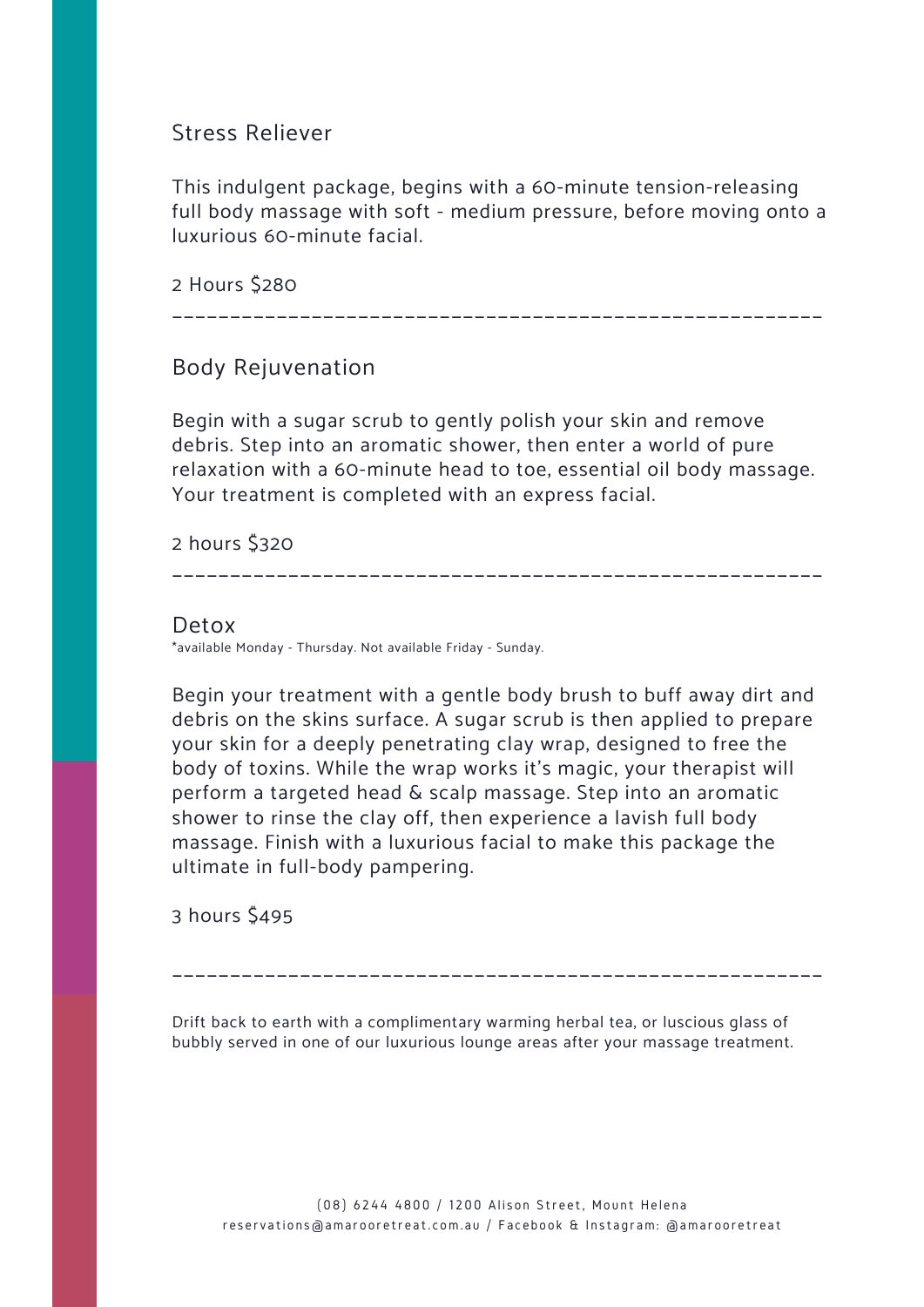## Stress Reliever

This indulgent package, begins with a 60-minute tension-releasing full body massage with soft - medium pressure, before moving onto a luxurious 60-minute facial.

2 Hours $280

---

## Body Rejuvenation

Begin with a sugar scrub to gently polish your skin and remove debris. Step into an aromatic shower, then enter a world of pure relaxation with a 60-minute head to toe, essential oil body massage. Your treatment is completed with an express facial.

2 hours $320

---

## Detox

*available Monday - Thursday. Not available Friday - Sunday.

Begin your treatment with a gentle body brush to buff away dirt and debris on the skins surface. A sugar scrub is then applied to prepare your skin for a deeply penetrating clay wrap, designed to free the body of toxins. While the wrap works it's magic, your therapist will perform a targeted head & scalp massage. Step into an aromatic shower to rinse the clay off, then experience a lavish full body massage. Finish with a luxurious facial to make this package the ultimate in full-body pampering.

3 hours $495

---

Drift back to earth with a complimentary warming herbal tea, or luscious glass of bubbly served in one of our luxurious lounge areas after your massage treatment.

(08) 6244 4800 / 1200 Alison Street, Mount Helena
reservations@amarooretreat.com.au / Facebook & Instagram: @amarooretreat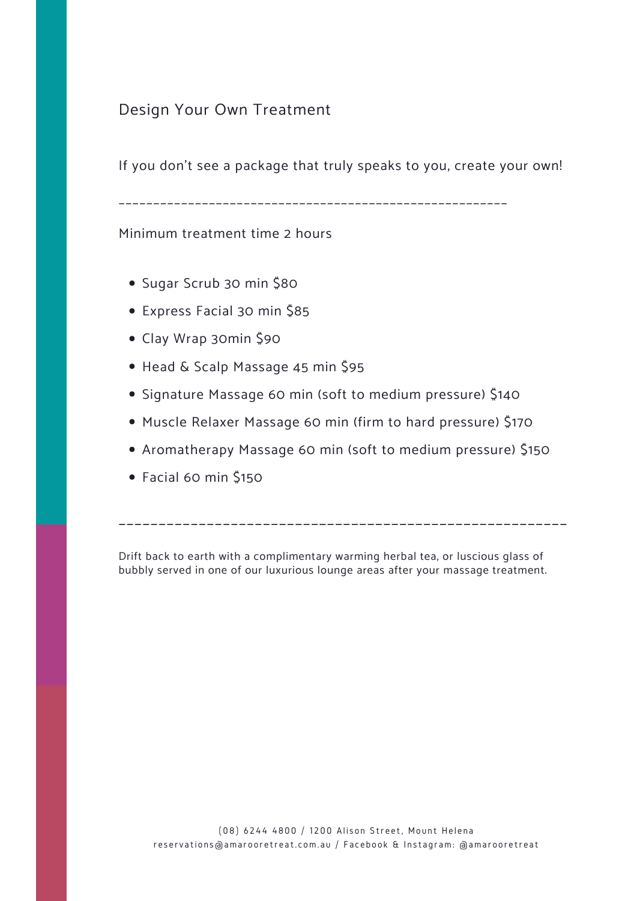## Design Your Own Treatment

If you don't see a package that truly speaks to you, create your own!

---

Minimum treatment time 2 hours

- Sugar Scrub 30 min $80
- Express Facial 30 min $85
- Clay Wrap 30min $90
- Head & Scalp Massage 45 min $95
- Signature Massage 60 min (soft to medium pressure) $140
- Muscle Relaxer Massage 60 min (firm to hard pressure) $170
- Aromatherapy Massage 60 min (soft to medium pressure) $150
- Facial 60 min $150

---

Drift back to earth with a complimentary warming herbal tea, or luscious glass of bubbly served in one of our luxurious lounge areas after your massage treatment.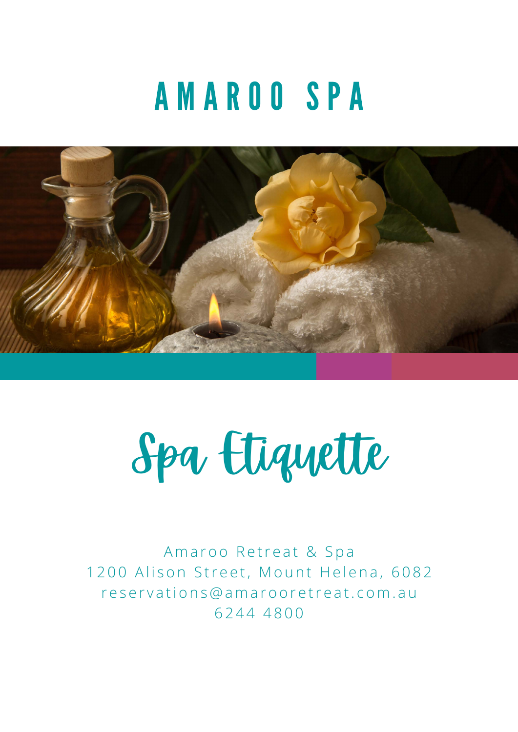# AMAROO SPA

# Spa Etiquette

Amaroo Retreat & Spa
1200 Alison Street, Mount Helena, 6082
reservations@amarooretreat.com.au
6244 4800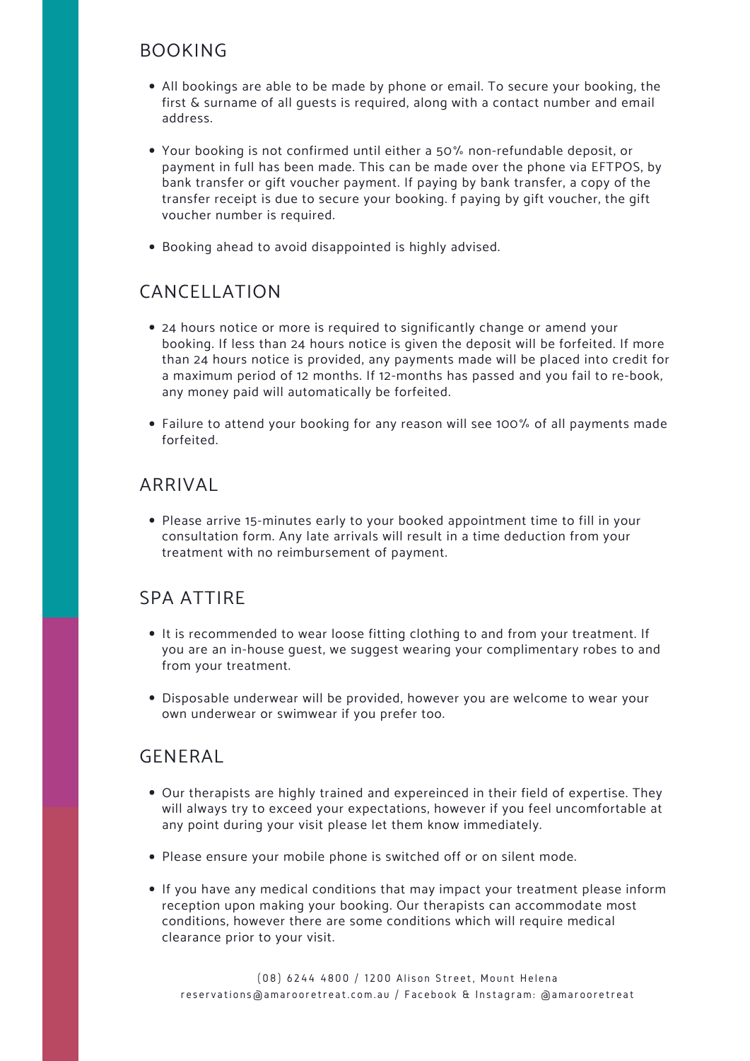## BOOKING

- All bookings are able to be made by phone or email. To secure your booking, the first & surname of all guests is required, along with a contact number and email address.
- Your booking is not confirmed until either a 50% non-refundable deposit, or payment in full has been made. This can be made over the phone via EFTPOS, by bank transfer or gift voucher payment. If paying by bank transfer, a copy of the transfer receipt is due to secure your booking. f paying by gift voucher, the gift voucher number is required.
- Booking ahead to avoid disappointed is highly advised.

## CANCELLATION

- 24 hours notice or more is required to significantly change or amend your booking. If less than 24 hours notice is given the deposit will be forfeited. If more than 24 hours notice is provided, any payments made will be placed into credit for a maximum period of 12 months. If 12-months has passed and you fail to re-book, any money paid will automatically be forfeited.
- Failure to attend your booking for any reason will see 100% of all payments made forfeited.

## ARRIVAL

- Please arrive 15-minutes early to your booked appointment time to fill in your consultation form. Any late arrivals will result in a time deduction from your treatment with no reimbursement of payment.

## SPA ATTIRE

- It is recommended to wear loose fitting clothing to and from your treatment. If you are an in-house guest, we suggest wearing your complimentary robes to and from your treatment.
- Disposable underwear will be provided, however you are welcome to wear your own underwear or swimwear if you prefer too.

## GENERAL

- Our therapists are highly trained and expereinced in their field of expertise. They will always try to exceed your expectations, however if you feel uncomfortable at any point during your visit please let them know immediately.
- Please ensure your mobile phone is switched off or on silent mode.
- If you have any medical conditions that may impact your treatment please inform reception upon making your booking. Our therapists can accommodate most conditions, however there are some conditions which will require medical clearance prior to your visit.

(08) 6244 4800 / 1200 Alison Street, Mount Helena
reservations@amarooretreat.com.au / Facebook & Instagram: @amarooretreat